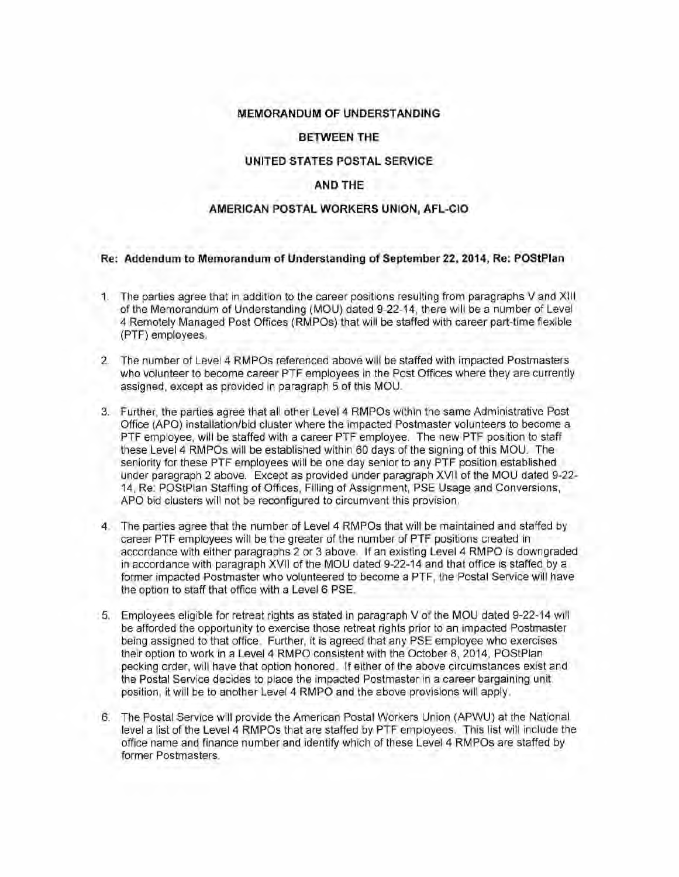**MEMORANDUM OF UNDERSTANDING**

**BETWEEN THE**

**UNITED STATES POSTAL SERVICE**

**AND THE**

**AMERICAN POSTAL WORKERS UNION, AFL-CIO**

**Re: Addendum to Memorandum of Understanding of September 22, 2014, Re: POStPlan**

1. The parties agree that in addition to the career positions resulting from paragraphs V and XIII of the Memorandum of Understanding (MOU) dated 9-22-14, there will be a number of Level 4 Remotely Managed Post Offices (RMPOs) that will be staffed with career part-time flexible (PTF) employees.

2. The number of Level 4 RMPOs referenced above will be staffed with impacted Postmasters who volunteer to become career PTF employees in the Post Offices where they are currently assigned, except as provided in paragraph 5 of this MOU.

3. Further, the parties agree that all other Level 4 RMPOs within the same Administrative Post Office (APO) installation/bid cluster where the impacted Postmaster volunteers to become a PTF employee, will be staffed with a career PTF employee. The new PTF position to staff these Level 4 RMPOs will be established within 60 days of the signing of this MOU. The seniority for these PTF employees will be one day senior to any PTF position established under paragraph 2 above. Except as provided under paragraph XVII of the MOU dated 9-22-14, Re: POStPlan Staffing of Offices, Filling of Assignment, PSE Usage and Conversions, APO bid clusters will not be reconfigured to circumvent this provision.

4. The parties agree that the number of Level 4 RMPOs that will be maintained and staffed by career PTF employees will be the greater of the number of PTF positions created in accordance with either paragraphs 2 or 3 above. If an existing Level 4 RMPO is downgraded in accordance with paragraph XVII of the MOU dated 9-22-14 and that office is staffed by a former impacted Postmaster who volunteered to become a PTF, the Postal Service will have the option to staff that office with a Level 6 PSE.

5. Employees eligible for retreat rights as stated in paragraph V of the MOU dated 9-22-14 will be afforded the opportunity to exercise those retreat rights prior to an impacted Postmaster being assigned to that office. Further, it is agreed that any PSE employee who exercises their option to work in a Level 4 RMPO consistent with the October 8, 2014, POStPlan pecking order, will have that option honored. If either of the above circumstances exist and the Postal Service decides to place the impacted Postmaster in a career bargaining unit position, it will be to another Level 4 RMPO and the above provisions will apply.

6. The Postal Service will provide the American Postal Workers Union (APWU) at the National level a list of the Level 4 RMPOs that are staffed by PTF employees. This list will include the office name and finance number and identify which of these Level 4 RMPOs are staffed by former Postmasters.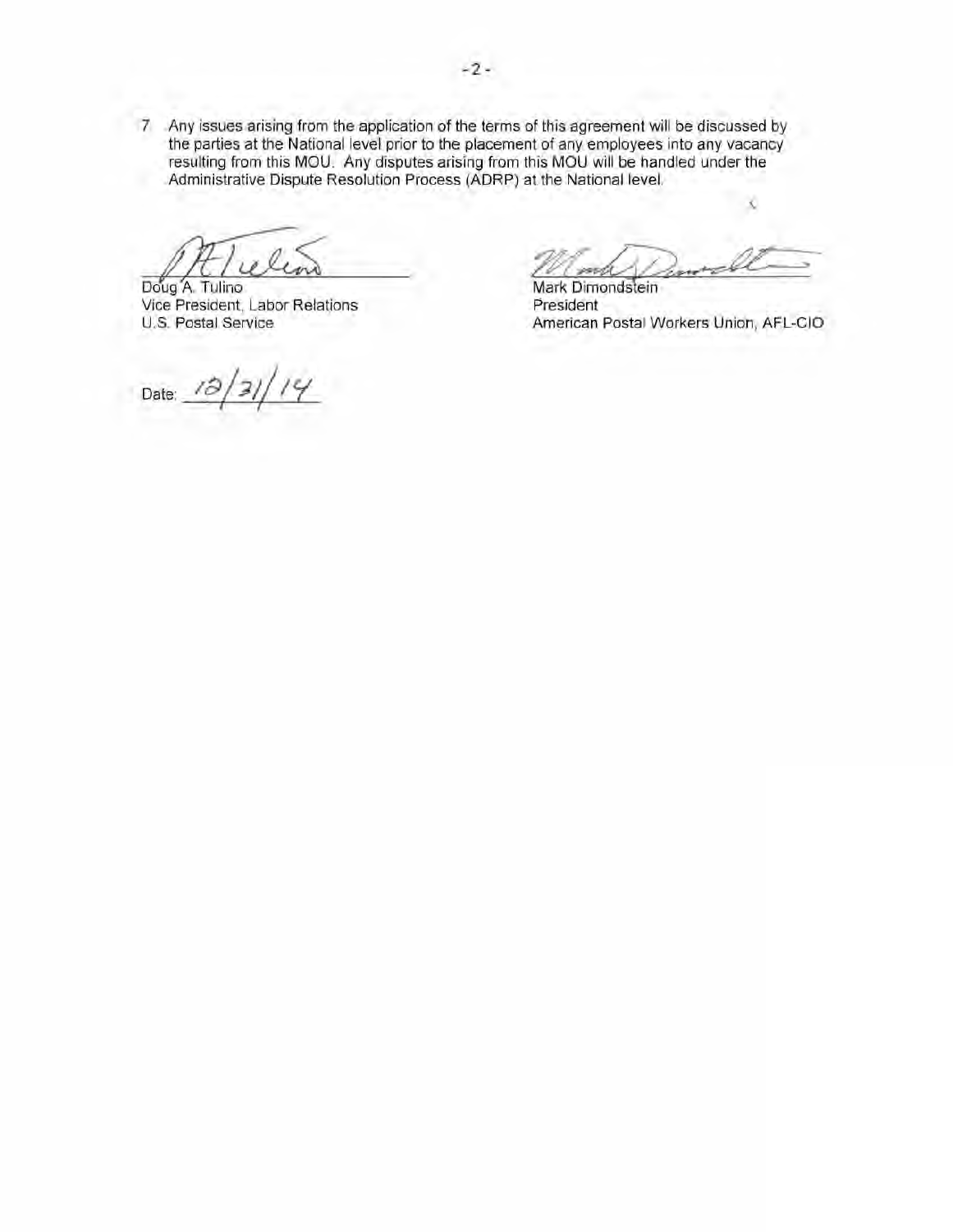7. Any issues arising from the application of the terms of this agreement will be discussed by the parties at the National level prior to the placement of any employees into any vacancy resulting from this MOU. Any disputes arising from this MOU will be handled under the Administrative Dispute Resolution Process (ADRP) at the National level.

Doug A. Tulino
Vice President, Labor Relations
U.S. Postal Service

Mark Dimondstein
President
American Postal Workers Union, AFL-CIO

Date: 12/31/14